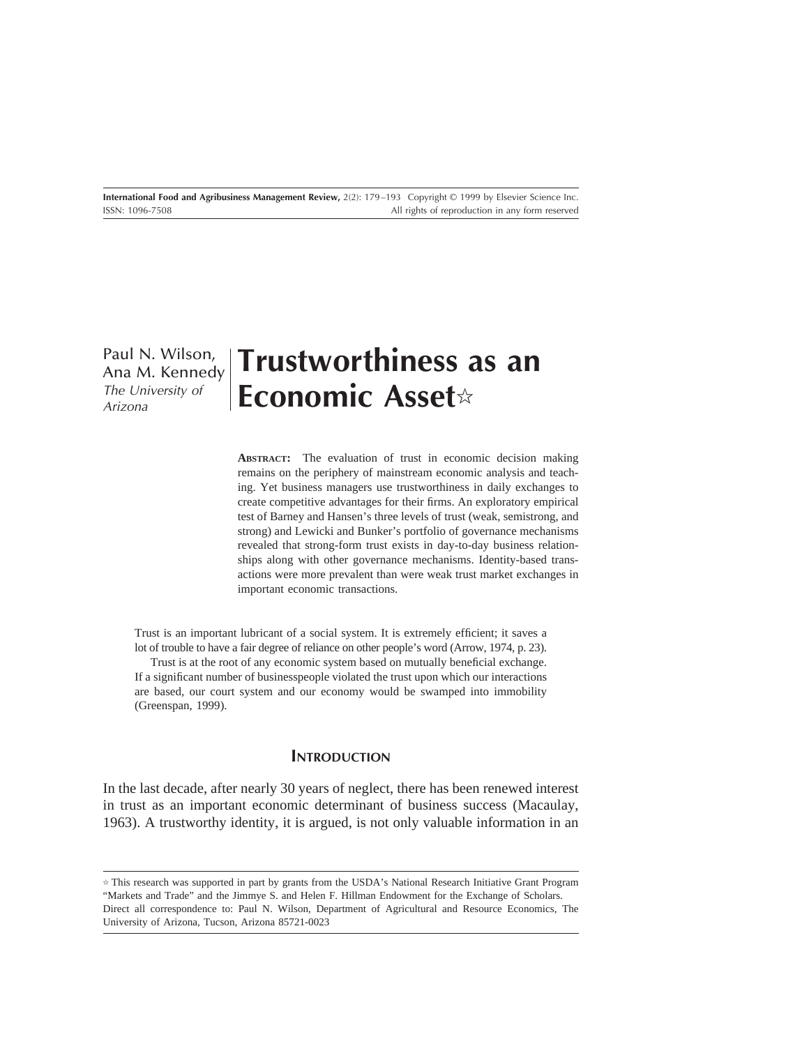Paul N. Wilson, Ana M. Kennedy
*The University of Arizona*

# Trustworthiness as an Economic Asset☆

**ABSTRACT:** The evaluation of trust in economic decision making remains on the periphery of mainstream economic analysis and teaching. Yet business managers use trustworthiness in daily exchanges to create competitive advantages for their firms. An exploratory empirical test of Barney and Hansen's three levels of trust (weak, semistrong, and strong) and Lewicki and Bunker's portfolio of governance mechanisms revealed that strong-form trust exists in day-to-day business relationships along with other governance mechanisms. Identity-based transactions were more prevalent than were weak trust market exchanges in important economic transactions.

> Trust is an important lubricant of a social system. It is extremely efficient; it saves a lot of trouble to have a fair degree of reliance on other people's word (Arrow, 1974, p. 23).
>
> Trust is at the root of any economic system based on mutually beneficial exchange. If a significant number of businesspeople violated the trust upon which our interactions are based, our court system and our economy would be swamped into immobility (Greenspan, 1999).

## INTRODUCTION

In the last decade, after nearly 30 years of neglect, there has been renewed interest in trust as an important economic determinant of business success (Macaulay, 1963). A trustworthy identity, it is argued, is not only valuable information in an

---

☆ This research was supported in part by grants from the USDA's National Research Initiative Grant Program "Markets and Trade" and the Jimmye S. and Helen F. Hillman Endowment for the Exchange of Scholars.

Direct all correspondence to: Paul N. Wilson, Department of Agricultural and Resource Economics, The University of Arizona, Tucson, Arizona 85721-0023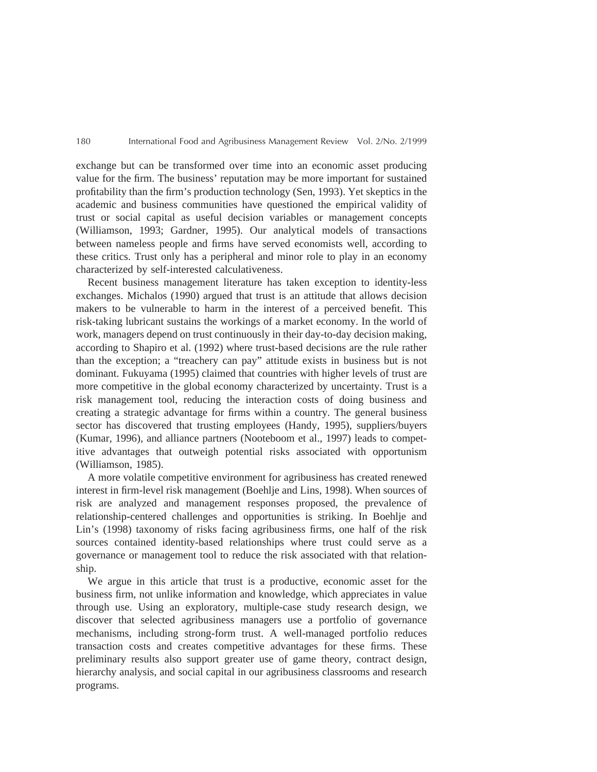exchange but can be transformed over time into an economic asset producing value for the firm. The business' reputation may be more important for sustained profitability than the firm's production technology (Sen, 1993). Yet skeptics in the academic and business communities have questioned the empirical validity of trust or social capital as useful decision variables or management concepts (Williamson, 1993; Gardner, 1995). Our analytical models of transactions between nameless people and firms have served economists well, according to these critics. Trust only has a peripheral and minor role to play in an economy characterized by self-interested calculativeness.

Recent business management literature has taken exception to identity-less exchanges. Michalos (1990) argued that trust is an attitude that allows decision makers to be vulnerable to harm in the interest of a perceived benefit. This risk-taking lubricant sustains the workings of a market economy. In the world of work, managers depend on trust continuously in their day-to-day decision making, according to Shapiro et al. (1992) where trust-based decisions are the rule rather than the exception; a "treachery can pay" attitude exists in business but is not dominant. Fukuyama (1995) claimed that countries with higher levels of trust are more competitive in the global economy characterized by uncertainty. Trust is a risk management tool, reducing the interaction costs of doing business and creating a strategic advantage for firms within a country. The general business sector has discovered that trusting employees (Handy, 1995), suppliers/buyers (Kumar, 1996), and alliance partners (Nooteboom et al., 1997) leads to competitive advantages that outweigh potential risks associated with opportunism (Williamson, 1985).

A more volatile competitive environment for agribusiness has created renewed interest in firm-level risk management (Boehlje and Lins, 1998). When sources of risk are analyzed and management responses proposed, the prevalence of relationship-centered challenges and opportunities is striking. In Boehlje and Lin's (1998) taxonomy of risks facing agribusiness firms, one half of the risk sources contained identity-based relationships where trust could serve as a governance or management tool to reduce the risk associated with that relationship.

We argue in this article that trust is a productive, economic asset for the business firm, not unlike information and knowledge, which appreciates in value through use. Using an exploratory, multiple-case study research design, we discover that selected agribusiness managers use a portfolio of governance mechanisms, including strong-form trust. A well-managed portfolio reduces transaction costs and creates competitive advantages for these firms. These preliminary results also support greater use of game theory, contract design, hierarchy analysis, and social capital in our agribusiness classrooms and research programs.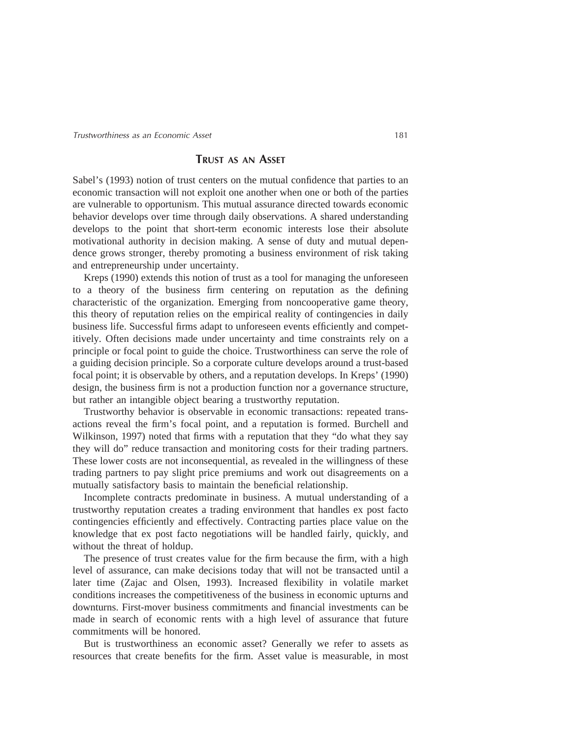## TRUST AS AN ASSET

Sabel's (1993) notion of trust centers on the mutual confidence that parties to an economic transaction will not exploit one another when one or both of the parties are vulnerable to opportunism. This mutual assurance directed towards economic behavior develops over time through daily observations. A shared understanding develops to the point that short-term economic interests lose their absolute motivational authority in decision making. A sense of duty and mutual dependence grows stronger, thereby promoting a business environment of risk taking and entrepreneurship under uncertainty.

Kreps (1990) extends this notion of trust as a tool for managing the unforeseen to a theory of the business firm centering on reputation as the defining characteristic of the organization. Emerging from noncooperative game theory, this theory of reputation relies on the empirical reality of contingencies in daily business life. Successful firms adapt to unforeseen events efficiently and competitively. Often decisions made under uncertainty and time constraints rely on a principle or focal point to guide the choice. Trustworthiness can serve the role of a guiding decision principle. So a corporate culture develops around a trust-based focal point; it is observable by others, and a reputation develops. In Kreps' (1990) design, the business firm is not a production function nor a governance structure, but rather an intangible object bearing a trustworthy reputation.

Trustworthy behavior is observable in economic transactions: repeated transactions reveal the firm's focal point, and a reputation is formed. Burchell and Wilkinson, 1997) noted that firms with a reputation that they "do what they say they will do" reduce transaction and monitoring costs for their trading partners. These lower costs are not inconsequential, as revealed in the willingness of these trading partners to pay slight price premiums and work out disagreements on a mutually satisfactory basis to maintain the beneficial relationship.

Incomplete contracts predominate in business. A mutual understanding of a trustworthy reputation creates a trading environment that handles ex post facto contingencies efficiently and effectively. Contracting parties place value on the knowledge that ex post facto negotiations will be handled fairly, quickly, and without the threat of holdup.

The presence of trust creates value for the firm because the firm, with a high level of assurance, can make decisions today that will not be transacted until a later time (Zajac and Olsen, 1993). Increased flexibility in volatile market conditions increases the competitiveness of the business in economic upturns and downturns. First-mover business commitments and financial investments can be made in search of economic rents with a high level of assurance that future commitments will be honored.

But is trustworthiness an economic asset? Generally we refer to assets as resources that create benefits for the firm. Asset value is measurable, in most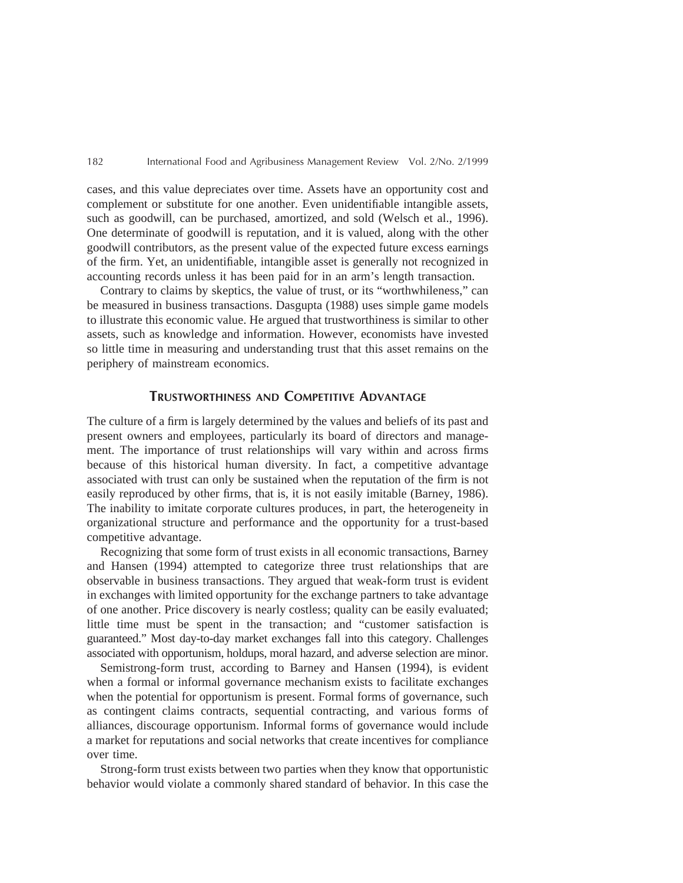cases, and this value depreciates over time. Assets have an opportunity cost and complement or substitute for one another. Even unidentifiable intangible assets, such as goodwill, can be purchased, amortized, and sold (Welsch et al., 1996). One determinate of goodwill is reputation, and it is valued, along with the other goodwill contributors, as the present value of the expected future excess earnings of the firm. Yet, an unidentifiable, intangible asset is generally not recognized in accounting records unless it has been paid for in an arm's length transaction.

Contrary to claims by skeptics, the value of trust, or its "worthwhileness," can be measured in business transactions. Dasgupta (1988) uses simple game models to illustrate this economic value. He argued that trustworthiness is similar to other assets, such as knowledge and information. However, economists have invested so little time in measuring and understanding trust that this asset remains on the periphery of mainstream economics.

## Trustworthiness and Competitive Advantage

The culture of a firm is largely determined by the values and beliefs of its past and present owners and employees, particularly its board of directors and management. The importance of trust relationships will vary within and across firms because of this historical human diversity. In fact, a competitive advantage associated with trust can only be sustained when the reputation of the firm is not easily reproduced by other firms, that is, it is not easily imitable (Barney, 1986). The inability to imitate corporate cultures produces, in part, the heterogeneity in organizational structure and performance and the opportunity for a trust-based competitive advantage.

Recognizing that some form of trust exists in all economic transactions, Barney and Hansen (1994) attempted to categorize three trust relationships that are observable in business transactions. They argued that weak-form trust is evident in exchanges with limited opportunity for the exchange partners to take advantage of one another. Price discovery is nearly costless; quality can be easily evaluated; little time must be spent in the transaction; and "customer satisfaction is guaranteed." Most day-to-day market exchanges fall into this category. Challenges associated with opportunism, holdups, moral hazard, and adverse selection are minor.

Semistrong-form trust, according to Barney and Hansen (1994), is evident when a formal or informal governance mechanism exists to facilitate exchanges when the potential for opportunism is present. Formal forms of governance, such as contingent claims contracts, sequential contracting, and various forms of alliances, discourage opportunism. Informal forms of governance would include a market for reputations and social networks that create incentives for compliance over time.

Strong-form trust exists between two parties when they know that opportunistic behavior would violate a commonly shared standard of behavior. In this case the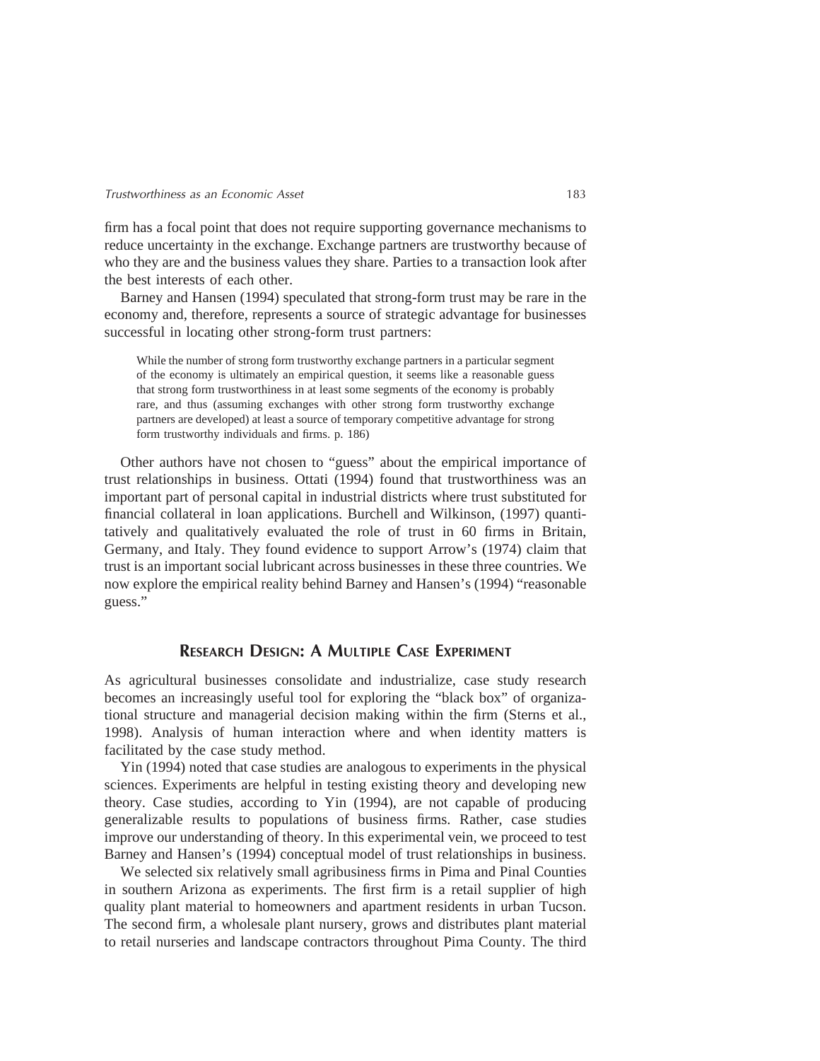firm has a focal point that does not require supporting governance mechanisms to reduce uncertainty in the exchange. Exchange partners are trustworthy because of who they are and the business values they share. Parties to a transaction look after the best interests of each other.

Barney and Hansen (1994) speculated that strong-form trust may be rare in the economy and, therefore, represents a source of strategic advantage for businesses successful in locating other strong-form trust partners:

> While the number of strong form trustworthy exchange partners in a particular segment of the economy is ultimately an empirical question, it seems like a reasonable guess that strong form trustworthiness in at least some segments of the economy is probably rare, and thus (assuming exchanges with other strong form trustworthy exchange partners are developed) at least a source of temporary competitive advantage for strong form trustworthy individuals and firms. p. 186)

Other authors have not chosen to "guess" about the empirical importance of trust relationships in business. Ottati (1994) found that trustworthiness was an important part of personal capital in industrial districts where trust substituted for financial collateral in loan applications. Burchell and Wilkinson, (1997) quantitatively and qualitatively evaluated the role of trust in 60 firms in Britain, Germany, and Italy. They found evidence to support Arrow's (1974) claim that trust is an important social lubricant across businesses in these three countries. We now explore the empirical reality behind Barney and Hansen's (1994) "reasonable guess."

## Research Design: A Multiple Case Experiment

As agricultural businesses consolidate and industrialize, case study research becomes an increasingly useful tool for exploring the "black box" of organizational structure and managerial decision making within the firm (Sterns et al., 1998). Analysis of human interaction where and when identity matters is facilitated by the case study method.

Yin (1994) noted that case studies are analogous to experiments in the physical sciences. Experiments are helpful in testing existing theory and developing new theory. Case studies, according to Yin (1994), are not capable of producing generalizable results to populations of business firms. Rather, case studies improve our understanding of theory. In this experimental vein, we proceed to test Barney and Hansen's (1994) conceptual model of trust relationships in business.

We selected six relatively small agribusiness firms in Pima and Pinal Counties in southern Arizona as experiments. The first firm is a retail supplier of high quality plant material to homeowners and apartment residents in urban Tucson. The second firm, a wholesale plant nursery, grows and distributes plant material to retail nurseries and landscape contractors throughout Pima County. The third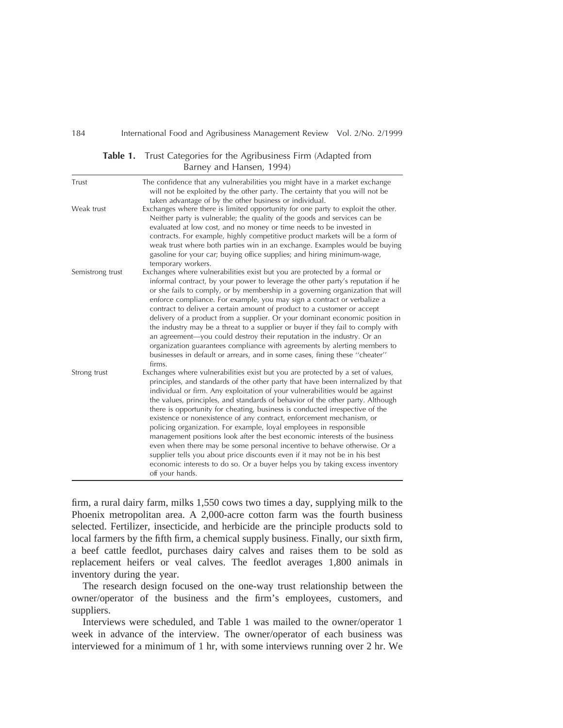**Table 1.** Trust Categories for the Agribusiness Firm (Adapted from Barney and Hansen, 1994)

| | |
|---|---|
| Trust | The confidence that any vulnerabilities you might have in a market exchange will not be exploited by the other party. The certainty that you will not be taken advantage of by the other business or individual. |
| Weak trust | Exchanges where there is limited opportunity for one party to exploit the other. Neither party is vulnerable; the quality of the goods and services can be evaluated at low cost, and no money or time needs to be invested in contracts. For example, highly competitive product markets will be a form of weak trust where both parties win in an exchange. Examples would be buying gasoline for your car; buying office supplies; and hiring minimum-wage, temporary workers. |
| Semistrong trust | Exchanges where vulnerabilities exist but you are protected by a formal or informal contract, by your power to leverage the other party's reputation if he or she fails to comply, or by membership in a governing organization that will enforce compliance. For example, you may sign a contract or verbalize a contract to deliver a certain amount of product to a customer or accept delivery of a product from a supplier. Or your dominant economic position in the industry may be a threat to a supplier or buyer if they fail to comply with an agreement—you could destroy their reputation in the industry. Or an organization guarantees compliance with agreements by alerting members to businesses in default or arrears, and in some cases, fining these "cheater" firms. |
| Strong trust | Exchanges where vulnerabilities exist but you are protected by a set of values, principles, and standards of the other party that have been internalized by that individual or firm. Any exploitation of your vulnerabilities would be against the values, principles, and standards of behavior of the other party. Although there is opportunity for cheating, business is conducted irrespective of the existence or nonexistence of any contract, enforcement mechanism, or policing organization. For example, loyal employees in responsible management positions look after the best economic interests of the business even when there may be some personal incentive to behave otherwise. Or a supplier tells you about price discounts even if it may not be in his best economic interests to do so. Or a buyer helps you by taking excess inventory off your hands. |

firm, a rural dairy farm, milks 1,550 cows two times a day, supplying milk to the Phoenix metropolitan area. A 2,000-acre cotton farm was the fourth business selected. Fertilizer, insecticide, and herbicide are the principle products sold to local farmers by the fifth firm, a chemical supply business. Finally, our sixth firm, a beef cattle feedlot, purchases dairy calves and raises them to be sold as replacement heifers or veal calves. The feedlot averages 1,800 animals in inventory during the year.

The research design focused on the one-way trust relationship between the owner/operator of the business and the firm's employees, customers, and suppliers.

Interviews were scheduled, and Table 1 was mailed to the owner/operator 1 week in advance of the interview. The owner/operator of each business was interviewed for a minimum of 1 hr, with some interviews running over 2 hr. We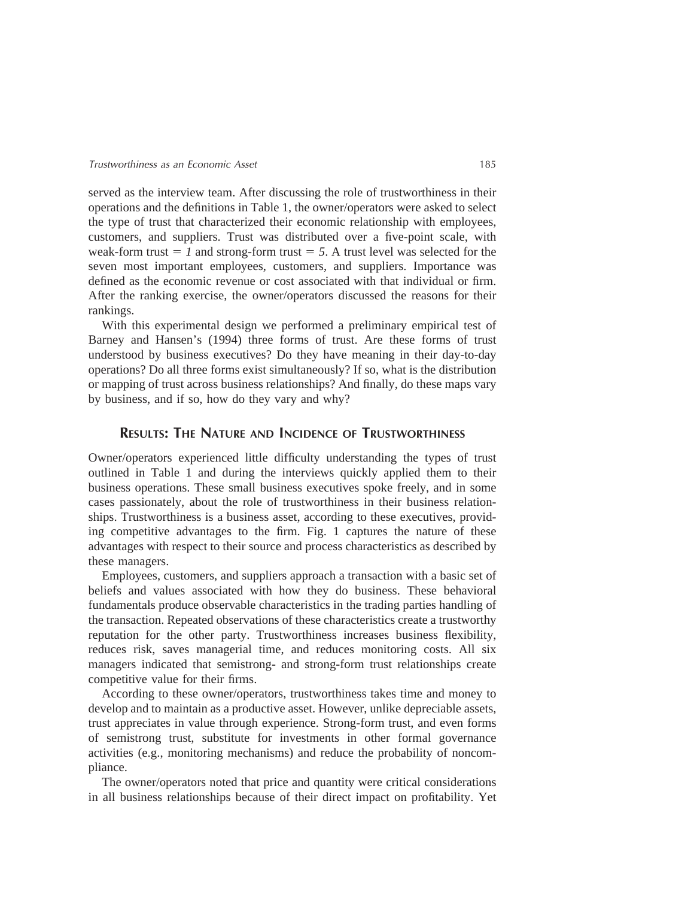served as the interview team. After discussing the role of trustworthiness in their operations and the definitions in Table 1, the owner/operators were asked to select the type of trust that characterized their economic relationship with employees, customers, and suppliers. Trust was distributed over a five-point scale, with weak-form trust = *1* and strong-form trust = *5*. A trust level was selected for the seven most important employees, customers, and suppliers. Importance was defined as the economic revenue or cost associated with that individual or firm. After the ranking exercise, the owner/operators discussed the reasons for their rankings.

With this experimental design we performed a preliminary empirical test of Barney and Hansen's (1994) three forms of trust. Are these forms of trust understood by business executives? Do they have meaning in their day-to-day operations? Do all three forms exist simultaneously? If so, what is the distribution or mapping of trust across business relationships? And finally, do these maps vary by business, and if so, how do they vary and why?

## Results: The Nature and Incidence of Trustworthiness

Owner/operators experienced little difficulty understanding the types of trust outlined in Table 1 and during the interviews quickly applied them to their business operations. These small business executives spoke freely, and in some cases passionately, about the role of trustworthiness in their business relationships. Trustworthiness is a business asset, according to these executives, providing competitive advantages to the firm. Fig. 1 captures the nature of these advantages with respect to their source and process characteristics as described by these managers.

Employees, customers, and suppliers approach a transaction with a basic set of beliefs and values associated with how they do business. These behavioral fundamentals produce observable characteristics in the trading parties handling of the transaction. Repeated observations of these characteristics create a trustworthy reputation for the other party. Trustworthiness increases business flexibility, reduces risk, saves managerial time, and reduces monitoring costs. All six managers indicated that semistrong- and strong-form trust relationships create competitive value for their firms.

According to these owner/operators, trustworthiness takes time and money to develop and to maintain as a productive asset. However, unlike depreciable assets, trust appreciates in value through experience. Strong-form trust, and even forms of semistrong trust, substitute for investments in other formal governance activities (e.g., monitoring mechanisms) and reduce the probability of noncompliance.

The owner/operators noted that price and quantity were critical considerations in all business relationships because of their direct impact on profitability. Yet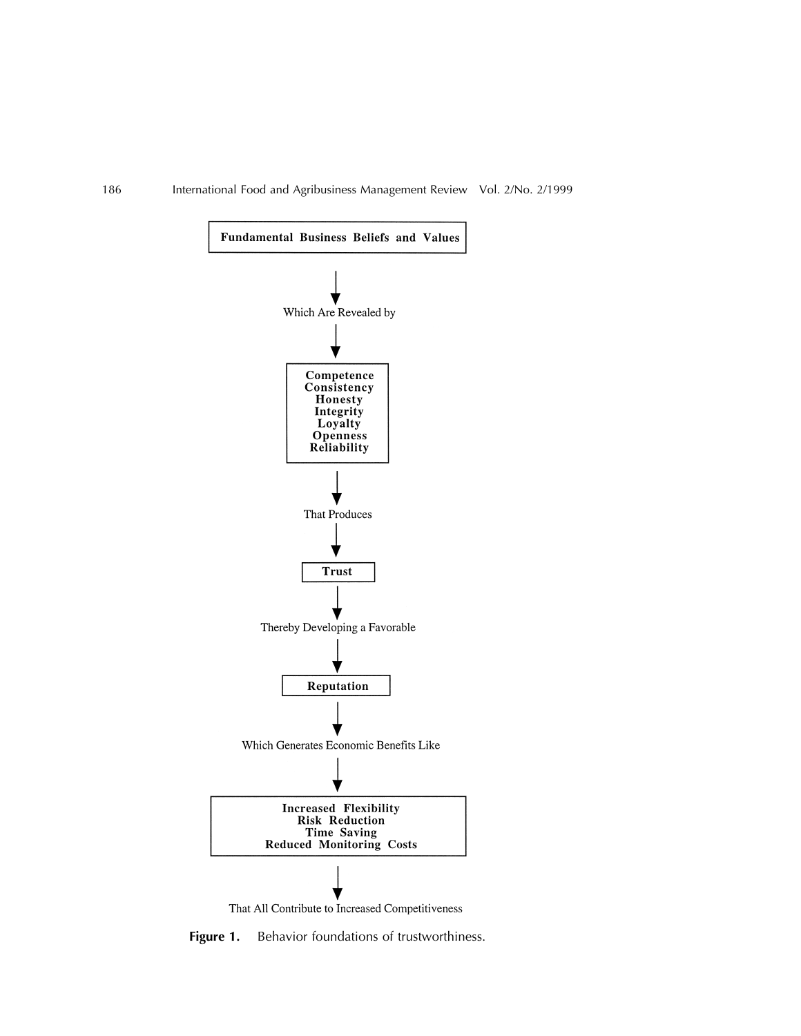**Fundamental Business Beliefs and Values**

↓

Which Are Revealed by

↓

**Competence**
**Consistency**
**Honesty**
**Integrity**
**Loyalty**
**Openness**
**Reliability**

↓

That Produces

↓

**Trust**

↓

Thereby Developing a Favorable

↓

**Reputation**

↓

Which Generates Economic Benefits Like

↓

**Increased Flexibility**
**Risk Reduction**
**Time Saving**
**Reduced Monitoring Costs**

↓

That All Contribute to Increased Competitiveness

**Figure 1.** Behavior foundations of trustworthiness.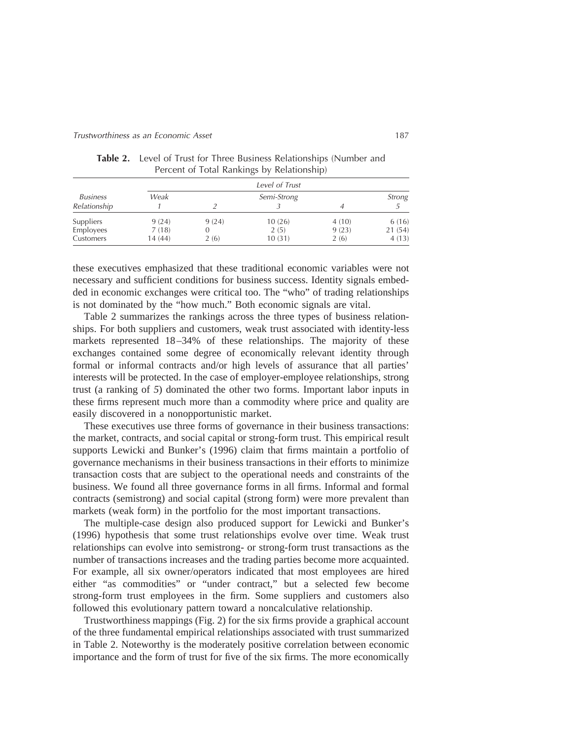**Table 2.** Level of Trust for Three Business Relationships (Number and Percent of Total Rankings by Relationship)

| *Business Relationship* | *Level of Trust* | | | | |
|---|---|---|---|---|---|
| | *Weak* 1 | 2 | *Semi-Strong* 3 | 4 | *Strong* 5 |
| Suppliers | 9 (24) | 9 (24) | 10 (26) | 4 (10) | 6 (16) |
| Employees | 7 (18) | 0 | 2 (5) | 9 (23) | 21 (54) |
| Customers | 14 (44) | 2 (6) | 10 (31) | 2 (6) | 4 (13) |

these executives emphasized that these traditional economic variables were not necessary and sufficient conditions for business success. Identity signals embedded in economic exchanges were critical too. The "who" of trading relationships is not dominated by the "how much." Both economic signals are vital.

Table 2 summarizes the rankings across the three types of business relationships. For both suppliers and customers, weak trust associated with identity-less markets represented 18–34% of these relationships. The majority of these exchanges contained some degree of economically relevant identity through formal or informal contracts and/or high levels of assurance that all parties' interests will be protected. In the case of employer-employee relationships, strong trust (a ranking of 5) dominated the other two forms. Important labor inputs in these firms represent much more than a commodity where price and quality are easily discovered in a nonopportunistic market.

These executives use three forms of governance in their business transactions: the market, contracts, and social capital or strong-form trust. This empirical result supports Lewicki and Bunker's (1996) claim that firms maintain a portfolio of governance mechanisms in their business transactions in their efforts to minimize transaction costs that are subject to the operational needs and constraints of the business. We found all three governance forms in all firms. Informal and formal contracts (semistrong) and social capital (strong form) were more prevalent than markets (weak form) in the portfolio for the most important transactions.

The multiple-case design also produced support for Lewicki and Bunker's (1996) hypothesis that some trust relationships evolve over time. Weak trust relationships can evolve into semistrong- or strong-form trust transactions as the number of transactions increases and the trading parties become more acquainted. For example, all six owner/operators indicated that most employees are hired either "as commodities" or "under contract," but a selected few become strong-form trust employees in the firm. Some suppliers and customers also followed this evolutionary pattern toward a noncalculative relationship.

Trustworthiness mappings (Fig. 2) for the six firms provide a graphical account of the three fundamental empirical relationships associated with trust summarized in Table 2. Noteworthy is the moderately positive correlation between economic importance and the form of trust for five of the six firms. The more economically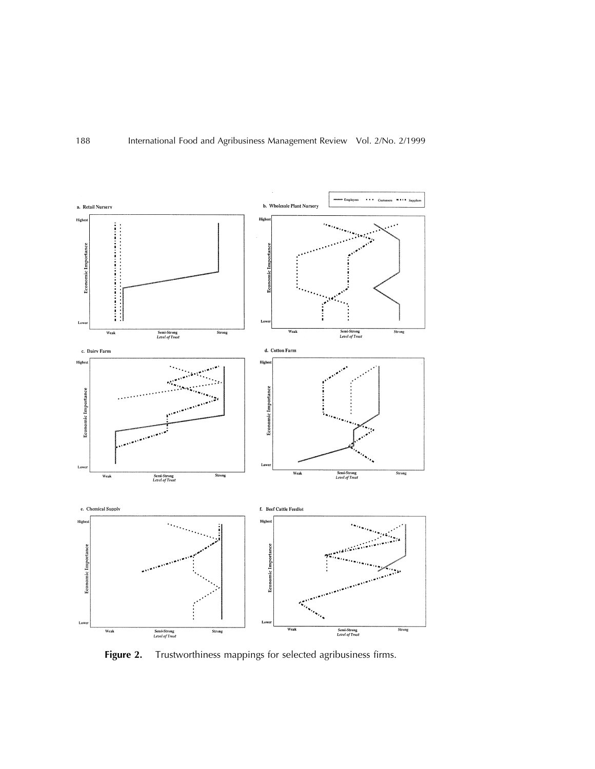**Figure 2.** Trustworthiness mappings for selected agribusiness firms.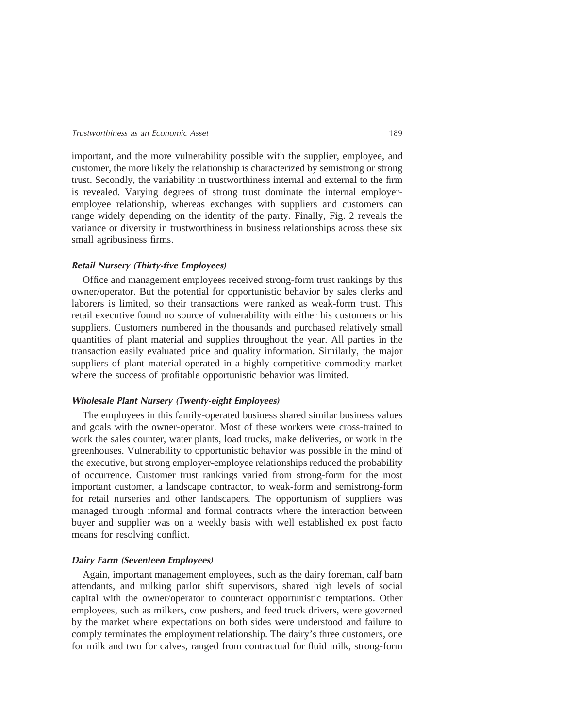important, and the more vulnerability possible with the supplier, employee, and customer, the more likely the relationship is characterized by semistrong or strong trust. Secondly, the variability in trustworthiness internal and external to the firm is revealed. Varying degrees of strong trust dominate the internal employer-employee relationship, whereas exchanges with suppliers and customers can range widely depending on the identity of the party. Finally, Fig. 2 reveals the variance or diversity in trustworthiness in business relationships across these six small agribusiness firms.

### *Retail Nursery (Thirty-five Employees)*

Office and management employees received strong-form trust rankings by this owner/operator. But the potential for opportunistic behavior by sales clerks and laborers is limited, so their transactions were ranked as weak-form trust. This retail executive found no source of vulnerability with either his customers or his suppliers. Customers numbered in the thousands and purchased relatively small quantities of plant material and supplies throughout the year. All parties in the transaction easily evaluated price and quality information. Similarly, the major suppliers of plant material operated in a highly competitive commodity market where the success of profitable opportunistic behavior was limited.

### *Wholesale Plant Nursery (Twenty-eight Employees)*

The employees in this family-operated business shared similar business values and goals with the owner-operator. Most of these workers were cross-trained to work the sales counter, water plants, load trucks, make deliveries, or work in the greenhouses. Vulnerability to opportunistic behavior was possible in the mind of the executive, but strong employer-employee relationships reduced the probability of occurrence. Customer trust rankings varied from strong-form for the most important customer, a landscape contractor, to weak-form and semistrong-form for retail nurseries and other landscapers. The opportunism of suppliers was managed through informal and formal contracts where the interaction between buyer and supplier was on a weekly basis with well established ex post facto means for resolving conflict.

### *Dairy Farm (Seventeen Employees)*

Again, important management employees, such as the dairy foreman, calf barn attendants, and milking parlor shift supervisors, shared high levels of social capital with the owner/operator to counteract opportunistic temptations. Other employees, such as milkers, cow pushers, and feed truck drivers, were governed by the market where expectations on both sides were understood and failure to comply terminates the employment relationship. The dairy's three customers, one for milk and two for calves, ranged from contractual for fluid milk, strong-form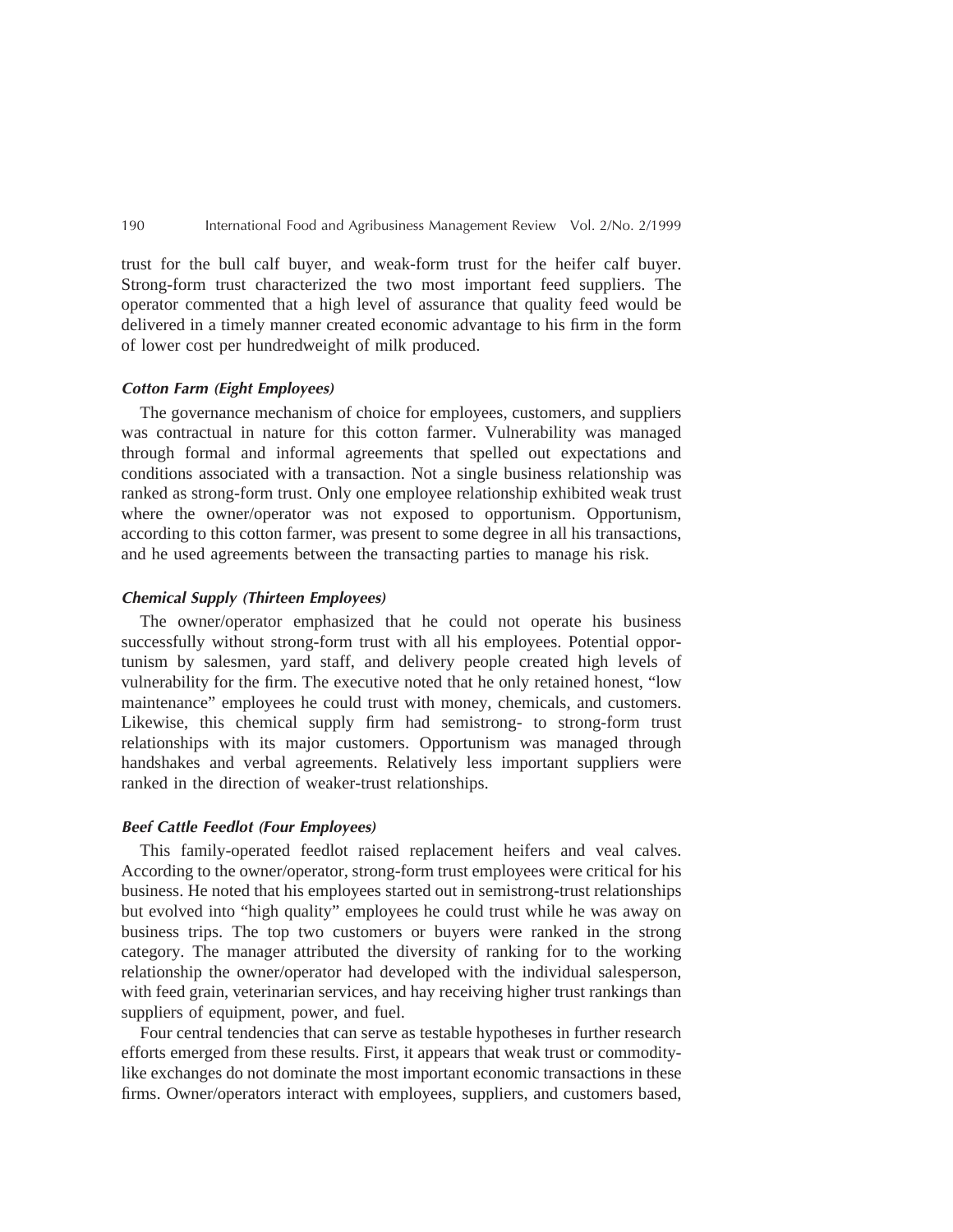trust for the bull calf buyer, and weak-form trust for the heifer calf buyer. Strong-form trust characterized the two most important feed suppliers. The operator commented that a high level of assurance that quality feed would be delivered in a timely manner created economic advantage to his firm in the form of lower cost per hundredweight of milk produced.

### *Cotton Farm (Eight Employees)*

The governance mechanism of choice for employees, customers, and suppliers was contractual in nature for this cotton farmer. Vulnerability was managed through formal and informal agreements that spelled out expectations and conditions associated with a transaction. Not a single business relationship was ranked as strong-form trust. Only one employee relationship exhibited weak trust where the owner/operator was not exposed to opportunism. Opportunism, according to this cotton farmer, was present to some degree in all his transactions, and he used agreements between the transacting parties to manage his risk.

### *Chemical Supply (Thirteen Employees)*

The owner/operator emphasized that he could not operate his business successfully without strong-form trust with all his employees. Potential opportunism by salesmen, yard staff, and delivery people created high levels of vulnerability for the firm. The executive noted that he only retained honest, "low maintenance" employees he could trust with money, chemicals, and customers. Likewise, this chemical supply firm had semistrong- to strong-form trust relationships with its major customers. Opportunism was managed through handshakes and verbal agreements. Relatively less important suppliers were ranked in the direction of weaker-trust relationships.

### *Beef Cattle Feedlot (Four Employees)*

This family-operated feedlot raised replacement heifers and veal calves. According to the owner/operator, strong-form trust employees were critical for his business. He noted that his employees started out in semistrong-trust relationships but evolved into "high quality" employees he could trust while he was away on business trips. The top two customers or buyers were ranked in the strong category. The manager attributed the diversity of ranking for to the working relationship the owner/operator had developed with the individual salesperson, with feed grain, veterinarian services, and hay receiving higher trust rankings than suppliers of equipment, power, and fuel.

Four central tendencies that can serve as testable hypotheses in further research efforts emerged from these results. First, it appears that weak trust or commodity-like exchanges do not dominate the most important economic transactions in these firms. Owner/operators interact with employees, suppliers, and customers based,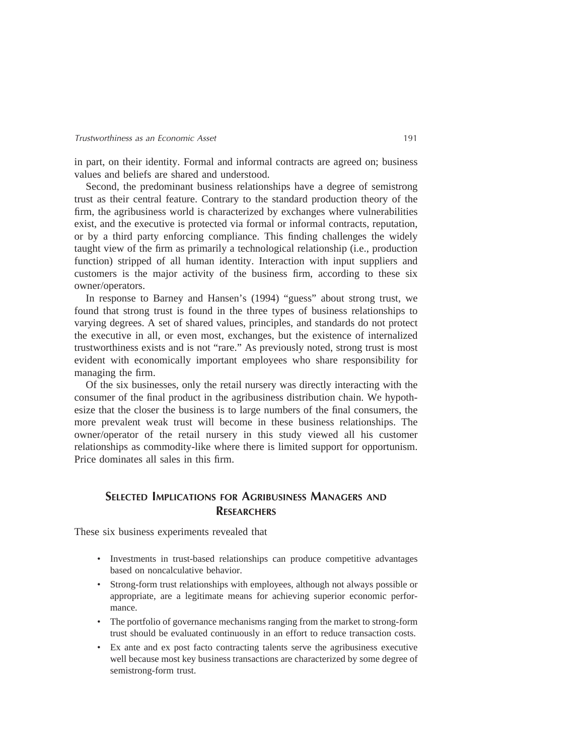in part, on their identity. Formal and informal contracts are agreed on; business values and beliefs are shared and understood.

Second, the predominant business relationships have a degree of semistrong trust as their central feature. Contrary to the standard production theory of the firm, the agribusiness world is characterized by exchanges where vulnerabilities exist, and the executive is protected via formal or informal contracts, reputation, or by a third party enforcing compliance. This finding challenges the widely taught view of the firm as primarily a technological relationship (i.e., production function) stripped of all human identity. Interaction with input suppliers and customers is the major activity of the business firm, according to these six owner/operators.

In response to Barney and Hansen's (1994) "guess" about strong trust, we found that strong trust is found in the three types of business relationships to varying degrees. A set of shared values, principles, and standards do not protect the executive in all, or even most, exchanges, but the existence of internalized trustworthiness exists and is not "rare." As previously noted, strong trust is most evident with economically important employees who share responsibility for managing the firm.

Of the six businesses, only the retail nursery was directly interacting with the consumer of the final product in the agribusiness distribution chain. We hypothesize that the closer the business is to large numbers of the final consumers, the more prevalent weak trust will become in these business relationships. The owner/operator of the retail nursery in this study viewed all his customer relationships as commodity-like where there is limited support for opportunism. Price dominates all sales in this firm.

## Selected Implications for Agribusiness Managers and Researchers

These six business experiments revealed that

- Investments in trust-based relationships can produce competitive advantages based on noncalculative behavior.
- Strong-form trust relationships with employees, although not always possible or appropriate, are a legitimate means for achieving superior economic performance.
- The portfolio of governance mechanisms ranging from the market to strong-form trust should be evaluated continuously in an effort to reduce transaction costs.
- Ex ante and ex post facto contracting talents serve the agribusiness executive well because most key business transactions are characterized by some degree of semistrong-form trust.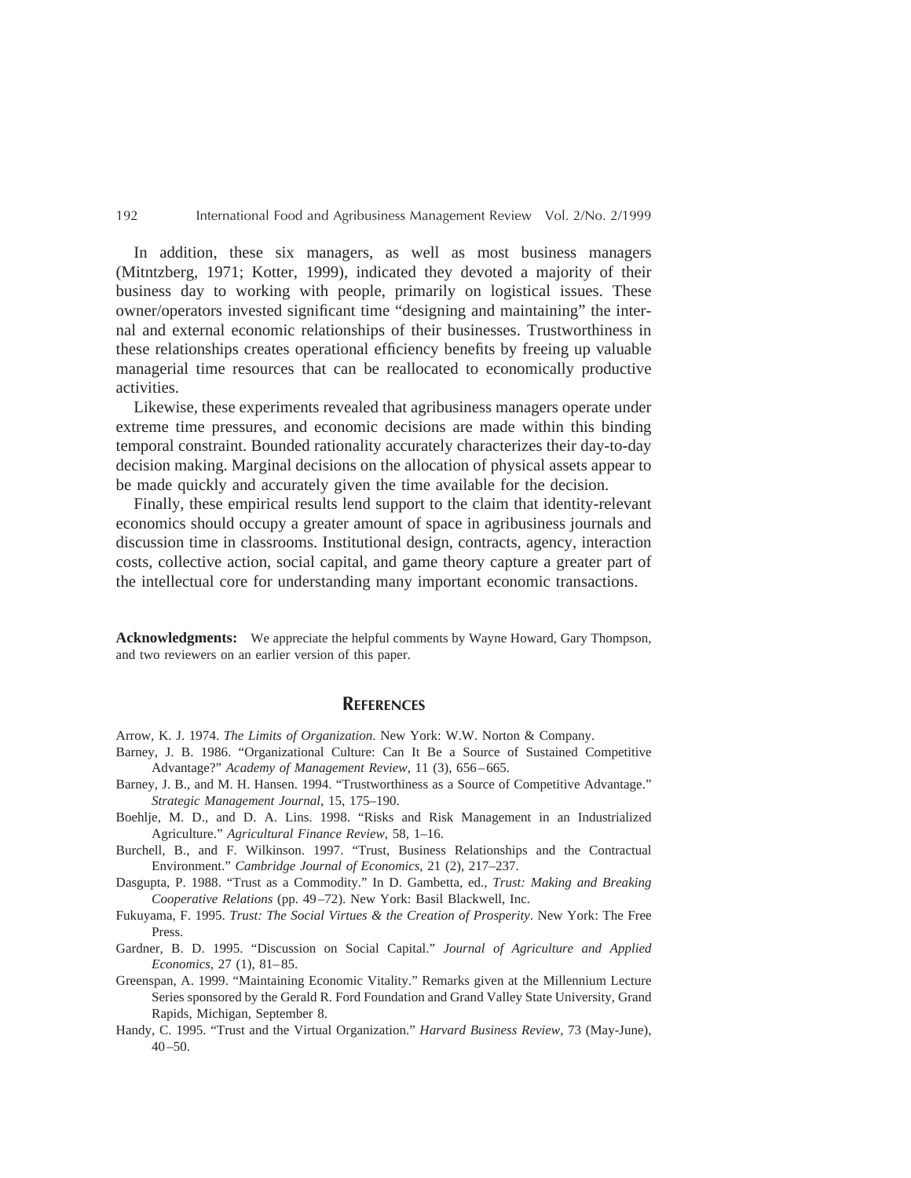In addition, these six managers, as well as most business managers (Mitntzberg, 1971; Kotter, 1999), indicated they devoted a majority of their business day to working with people, primarily on logistical issues. These owner/operators invested significant time "designing and maintaining" the internal and external economic relationships of their businesses. Trustworthiness in these relationships creates operational efficiency benefits by freeing up valuable managerial time resources that can be reallocated to economically productive activities.

Likewise, these experiments revealed that agribusiness managers operate under extreme time pressures, and economic decisions are made within this binding temporal constraint. Bounded rationality accurately characterizes their day-to-day decision making. Marginal decisions on the allocation of physical assets appear to be made quickly and accurately given the time available for the decision.

Finally, these empirical results lend support to the claim that identity-relevant economics should occupy a greater amount of space in agribusiness journals and discussion time in classrooms. Institutional design, contracts, agency, interaction costs, collective action, social capital, and game theory capture a greater part of the intellectual core for understanding many important economic transactions.

**Acknowledgments:** We appreciate the helpful comments by Wayne Howard, Gary Thompson, and two reviewers on an earlier version of this paper.

## REFERENCES

Arrow, K. J. 1974. *The Limits of Organization*. New York: W.W. Norton & Company.

Barney, J. B. 1986. "Organizational Culture: Can It Be a Source of Sustained Competitive Advantage?" *Academy of Management Review*, 11 (3), 656–665.

Barney, J. B., and M. H. Hansen. 1994. "Trustworthiness as a Source of Competitive Advantage." *Strategic Management Journal*, 15, 175–190.

Boehlje, M. D., and D. A. Lins. 1998. "Risks and Risk Management in an Industrialized Agriculture." *Agricultural Finance Review*, 58, 1–16.

Burchell, B., and F. Wilkinson. 1997. "Trust, Business Relationships and the Contractual Environment." *Cambridge Journal of Economics*, 21 (2), 217–237.

Dasgupta, P. 1988. "Trust as a Commodity." In D. Gambetta, ed., *Trust: Making and Breaking Cooperative Relations* (pp. 49–72). New York: Basil Blackwell, Inc.

Fukuyama, F. 1995. *Trust: The Social Virtues & the Creation of Prosperity*. New York: The Free Press.

Gardner, B. D. 1995. "Discussion on Social Capital." *Journal of Agriculture and Applied Economics*, 27 (1), 81–85.

Greenspan, A. 1999. "Maintaining Economic Vitality." Remarks given at the Millennium Lecture Series sponsored by the Gerald R. Ford Foundation and Grand Valley State University, Grand Rapids, Michigan, September 8.

Handy, C. 1995. "Trust and the Virtual Organization." *Harvard Business Review*, 73 (May-June), 40–50.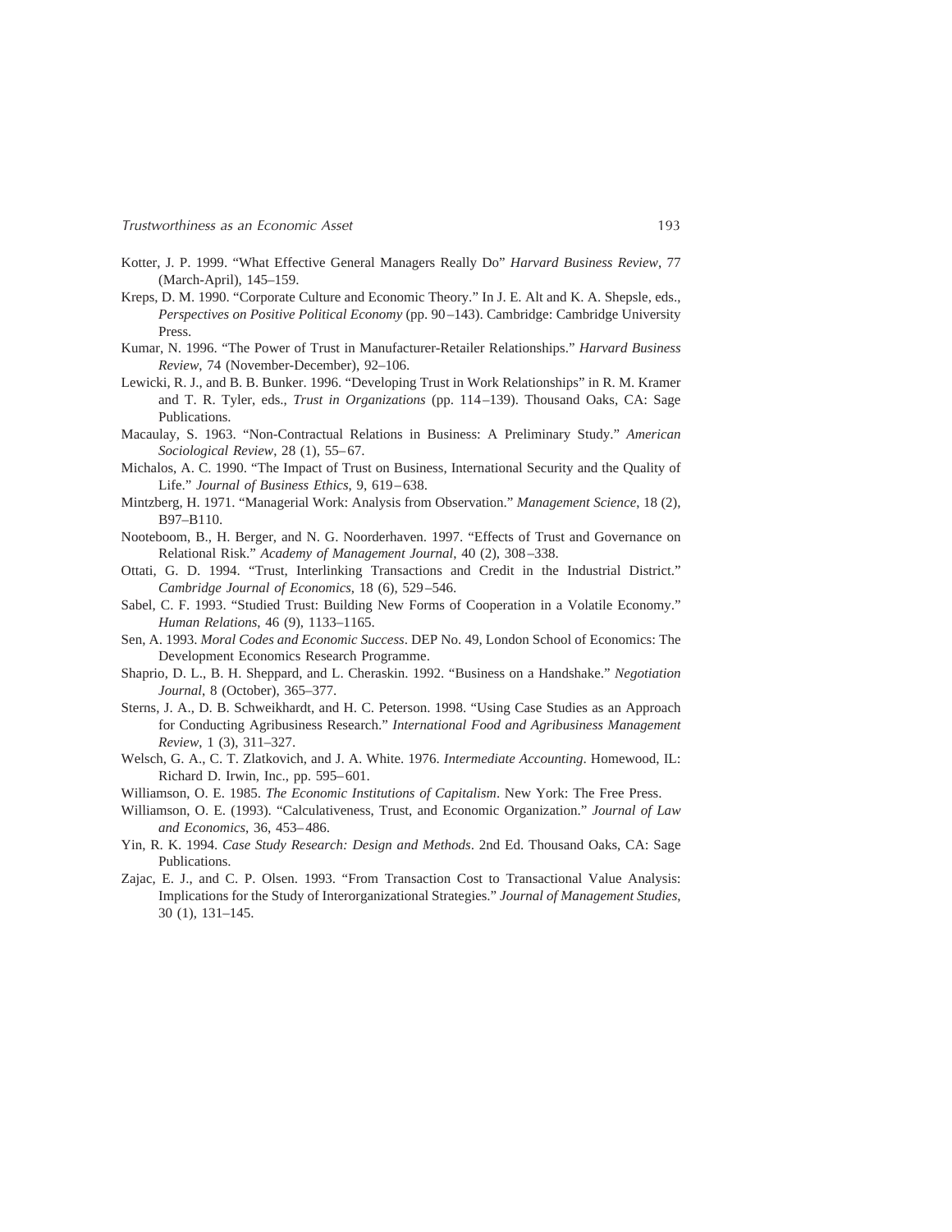Kotter, J. P. 1999. "What Effective General Managers Really Do" *Harvard Business Review*, 77 (March-April), 145–159.

Kreps, D. M. 1990. "Corporate Culture and Economic Theory." In J. E. Alt and K. A. Shepsle, eds., *Perspectives on Positive Political Economy* (pp. 90–143). Cambridge: Cambridge University Press.

Kumar, N. 1996. "The Power of Trust in Manufacturer-Retailer Relationships." *Harvard Business Review*, 74 (November-December), 92–106.

Lewicki, R. J., and B. B. Bunker. 1996. "Developing Trust in Work Relationships" in R. M. Kramer and T. R. Tyler, eds., *Trust in Organizations* (pp. 114–139). Thousand Oaks, CA: Sage Publications.

Macaulay, S. 1963. "Non-Contractual Relations in Business: A Preliminary Study." *American Sociological Review*, 28 (1), 55–67.

Michalos, A. C. 1990. "The Impact of Trust on Business, International Security and the Quality of Life." *Journal of Business Ethics*, 9, 619–638.

Mintzberg, H. 1971. "Managerial Work: Analysis from Observation." *Management Science*, 18 (2), B97–B110.

Nooteboom, B., H. Berger, and N. G. Noorderhaven. 1997. "Effects of Trust and Governance on Relational Risk." *Academy of Management Journal*, 40 (2), 308–338.

Ottati, G. D. 1994. "Trust, Interlinking Transactions and Credit in the Industrial District." *Cambridge Journal of Economics*, 18 (6), 529–546.

Sabel, C. F. 1993. "Studied Trust: Building New Forms of Cooperation in a Volatile Economy." *Human Relations*, 46 (9), 1133–1165.

Sen, A. 1993. *Moral Codes and Economic Success*. DEP No. 49, London School of Economics: The Development Economics Research Programme.

Shaprio, D. L., B. H. Sheppard, and L. Cheraskin. 1992. "Business on a Handshake." *Negotiation Journal*, 8 (October), 365–377.

Sterns, J. A., D. B. Schweikhardt, and H. C. Peterson. 1998. "Using Case Studies as an Approach for Conducting Agribusiness Research." *International Food and Agribusiness Management Review*, 1 (3), 311–327.

Welsch, G. A., C. T. Zlatkovich, and J. A. White. 1976. *Intermediate Accounting*. Homewood, IL: Richard D. Irwin, Inc., pp. 595–601.

Williamson, O. E. 1985. *The Economic Institutions of Capitalism*. New York: The Free Press.

Williamson, O. E. (1993). "Calculativeness, Trust, and Economic Organization." *Journal of Law and Economics*, 36, 453–486.

Yin, R. K. 1994. *Case Study Research: Design and Methods*. 2nd Ed. Thousand Oaks, CA: Sage Publications.

Zajac, E. J., and C. P. Olsen. 1993. "From Transaction Cost to Transactional Value Analysis: Implications for the Study of Interorganizational Strategies." *Journal of Management Studies*, 30 (1), 131–145.